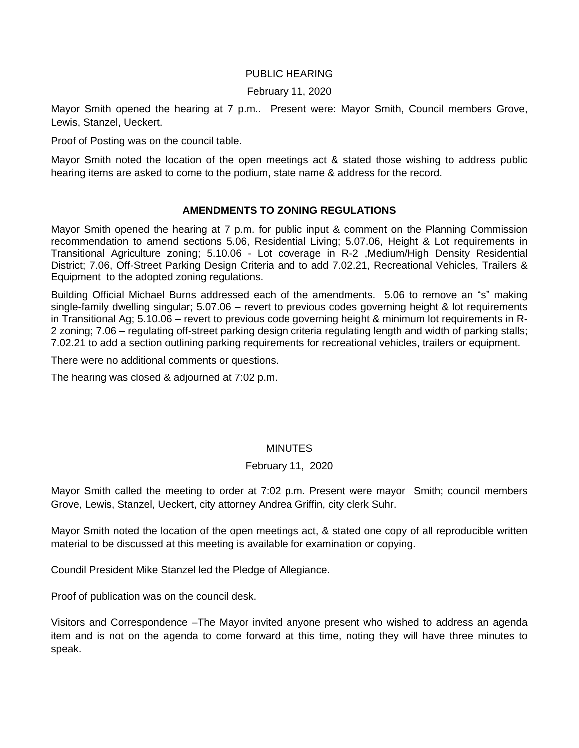PUBLIC HEARING

February 11, 2020

Mayor Smith opened the hearing at 7 p.m.. Present were: Mayor Smith, Council members Grove, Lewis, Stanzel, Ueckert.

Proof of Posting was on the council table.

Mayor Smith noted the location of the open meetings act & stated those wishing to address public hearing items are asked to come to the podium, state name & address for the record.

**AMENDMENTS TO ZONING REGULATIONS**

Mayor Smith opened the hearing at 7 p.m. for public input & comment on the Planning Commission recommendation to amend sections 5.06, Residential Living; 5.07.06, Height & Lot requirements in Transitional Agriculture zoning; 5.10.06 - Lot coverage in R-2 ,Medium/High Density Residential District; 7.06, Off-Street Parking Design Criteria and to add 7.02.21, Recreational Vehicles, Trailers & Equipment to the adopted zoning regulations.

Building Official Michael Burns addressed each of the amendments. 5.06 to remove an "s" making single-family dwelling singular; 5.07.06 – revert to previous codes governing height & lot requirements in Transitional Ag; 5.10.06 – revert to previous code governing height & minimum lot requirements in R-2 zoning; 7.06 – regulating off-street parking design criteria regulating length and width of parking stalls; 7.02.21 to add a section outlining parking requirements for recreational vehicles, trailers or equipment.

There were no additional comments or questions.

The hearing was closed & adjourned at 7:02 p.m.

MINUTES

February 11, 2020

Mayor Smith called the meeting to order at 7:02 p.m. Present were mayor Smith; council members Grove, Lewis, Stanzel, Ueckert, city attorney Andrea Griffin, city clerk Suhr.

Mayor Smith noted the location of the open meetings act, & stated one copy of all reproducible written material to be discussed at this meeting is available for examination or copying.

Coundil President Mike Stanzel led the Pledge of Allegiance.

Proof of publication was on the council desk.

Visitors and Correspondence –The Mayor invited anyone present who wished to address an agenda item and is not on the agenda to come forward at this time, noting they will have three minutes to speak.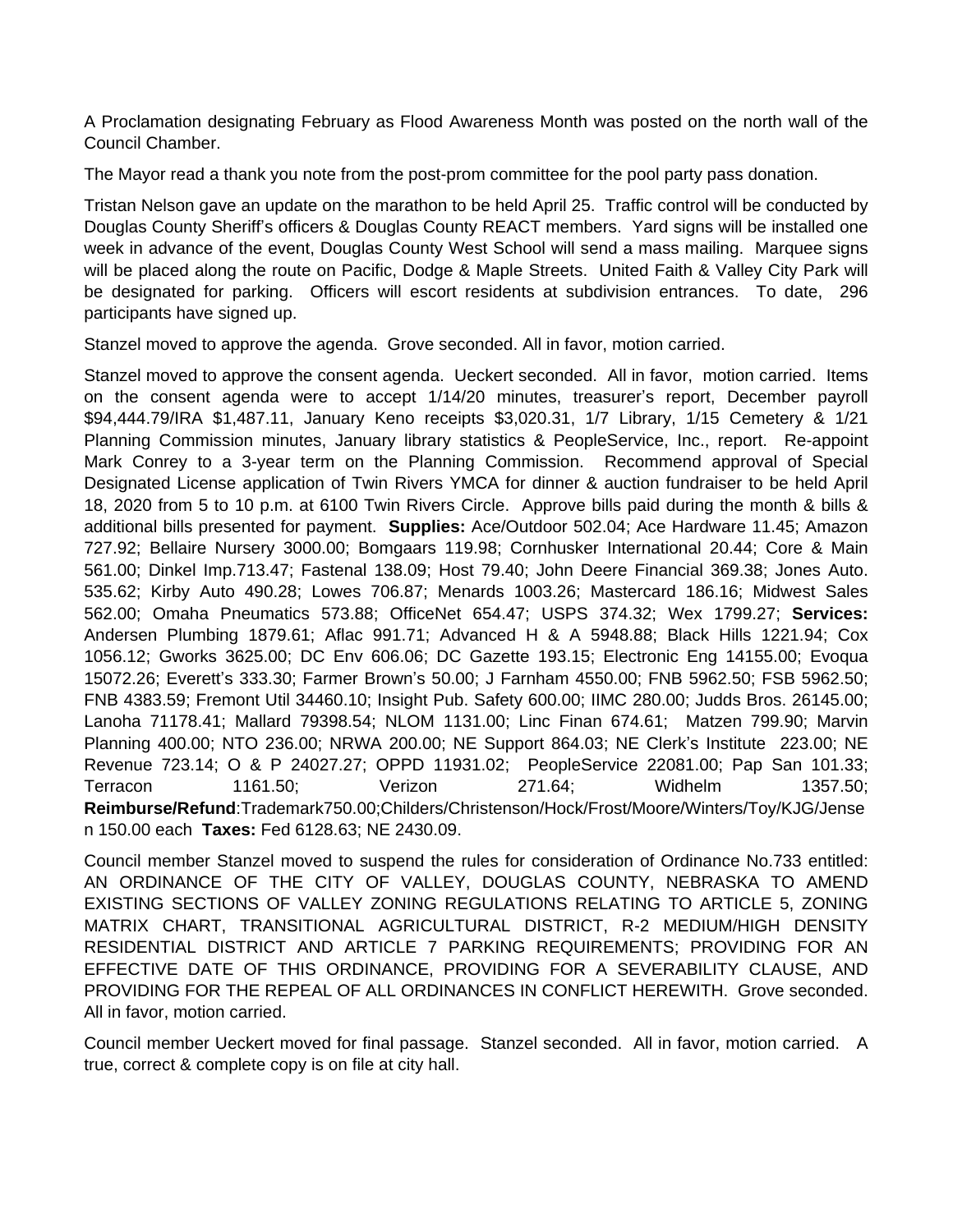A Proclamation designating February as Flood Awareness Month was posted on the north wall of the Council Chamber.

The Mayor read a thank you note from the post-prom committee for the pool party pass donation.

Tristan Nelson gave an update on the marathon to be held April 25. Traffic control will be conducted by Douglas County Sheriff's officers & Douglas County REACT members. Yard signs will be installed one week in advance of the event, Douglas County West School will send a mass mailing. Marquee signs will be placed along the route on Pacific, Dodge & Maple Streets. United Faith & Valley City Park will be designated for parking. Officers will escort residents at subdivision entrances. To date, 296 participants have signed up.

Stanzel moved to approve the agenda. Grove seconded. All in favor, motion carried.

Stanzel moved to approve the consent agenda. Ueckert seconded. All in favor, motion carried. Items on the consent agenda were to accept 1/14/20 minutes, treasurer's report, December payroll $94,444.79/IRA $1,487.11, January Keno receipts $3,020.31, 1/7 Library, 1/15 Cemetery & 1/21 Planning Commission minutes, January library statistics & PeopleService, Inc., report. Re-appoint Mark Conrey to a 3-year term on the Planning Commission. Recommend approval of Special Designated License application of Twin Rivers YMCA for dinner & auction fundraiser to be held April 18, 2020 from 5 to 10 p.m. at 6100 Twin Rivers Circle. Approve bills paid during the month & bills & additional bills presented for payment. **Supplies:** Ace/Outdoor 502.04; Ace Hardware 11.45; Amazon 727.92; Bellaire Nursery 3000.00; Bomgaars 119.98; Cornhusker International 20.44; Core & Main 561.00; Dinkel Imp.713.47; Fastenal 138.09; Host 79.40; John Deere Financial 369.38; Jones Auto. 535.62; Kirby Auto 490.28; Lowes 706.87; Menards 1003.26; Mastercard 186.16; Midwest Sales 562.00; Omaha Pneumatics 573.88; OfficeNet 654.47; USPS 374.32; Wex 1799.27; **Services:** Andersen Plumbing 1879.61; Aflac 991.71; Advanced H & A 5948.88; Black Hills 1221.94; Cox 1056.12; Gworks 3625.00; DC Env 606.06; DC Gazette 193.15; Electronic Eng 14155.00; Evoqua 15072.26; Everett's 333.30; Farmer Brown's 50.00; J Farnham 4550.00; FNB 5962.50; FSB 5962.50; FNB 4383.59; Fremont Util 34460.10; Insight Pub. Safety 600.00; IIMC 280.00; Judds Bros. 26145.00; Lanoha 71178.41; Mallard 79398.54; NLOM 1131.00; Linc Finan 674.61; Matzen 799.90; Marvin Planning 400.00; NTO 236.00; NRWA 200.00; NE Support 864.03; NE Clerk's Institute 223.00; NE Revenue 723.14; O & P 24027.27; OPPD 11931.02; PeopleService 22081.00; Pap San 101.33; Terracon 1161.50; Verizon 271.64; Widhelm 1357.50; **Reimburse/Refund**:Trademark750.00;Childers/Christenson/Hock/Frost/Moore/Winters/Toy/KJG/Jensen 150.00 each **Taxes:** Fed 6128.63; NE 2430.09.

Council member Stanzel moved to suspend the rules for consideration of Ordinance No.733 entitled: AN ORDINANCE OF THE CITY OF VALLEY, DOUGLAS COUNTY, NEBRASKA TO AMEND EXISTING SECTIONS OF VALLEY ZONING REGULATIONS RELATING TO ARTICLE 5, ZONING MATRIX CHART, TRANSITIONAL AGRICULTURAL DISTRICT, R-2 MEDIUM/HIGH DENSITY RESIDENTIAL DISTRICT AND ARTICLE 7 PARKING REQUIREMENTS; PROVIDING FOR AN EFFECTIVE DATE OF THIS ORDINANCE, PROVIDING FOR A SEVERABILITY CLAUSE, AND PROVIDING FOR THE REPEAL OF ALL ORDINANCES IN CONFLICT HEREWITH. Grove seconded. All in favor, motion carried.

Council member Ueckert moved for final passage. Stanzel seconded. All in favor, motion carried. A true, correct & complete copy is on file at city hall.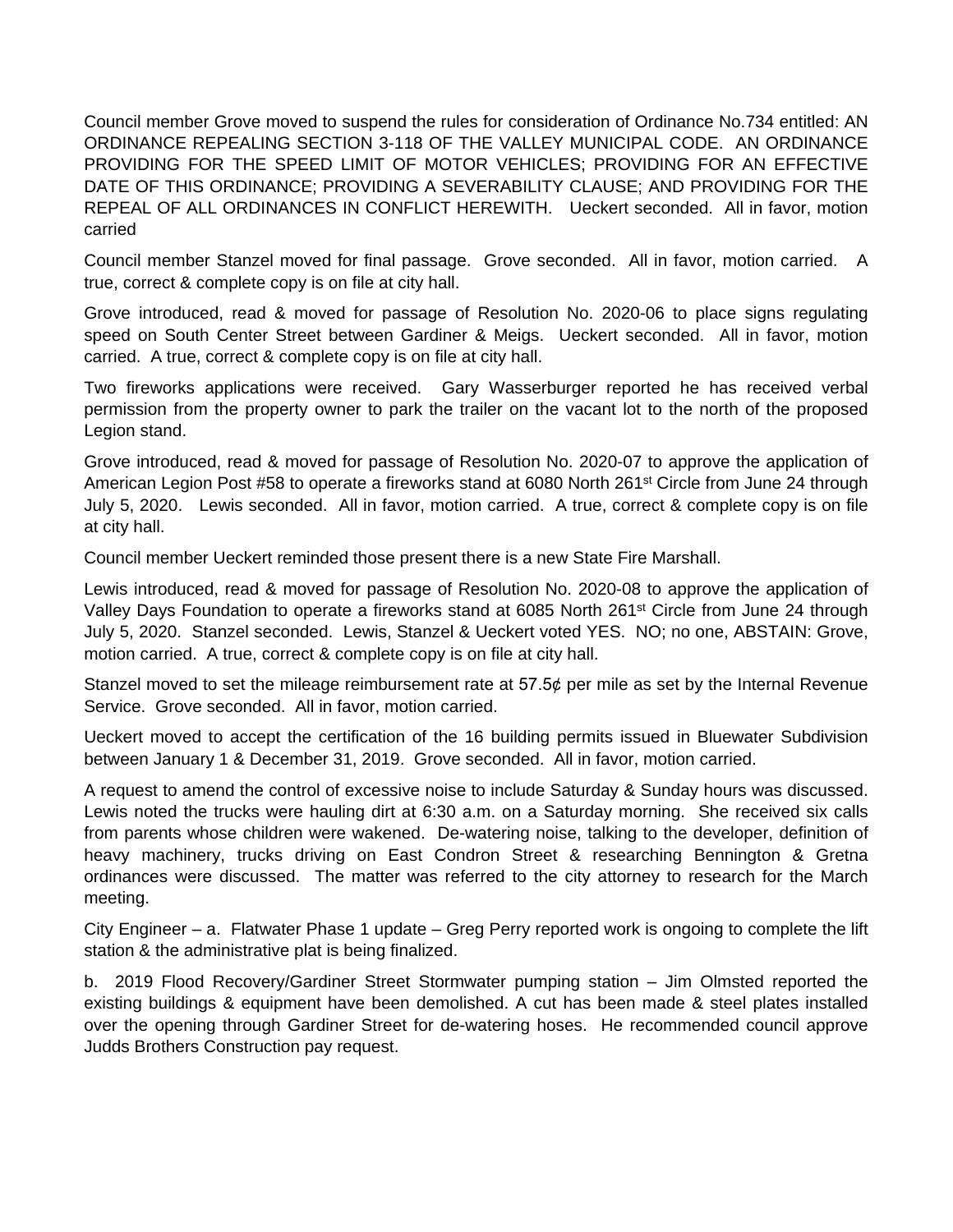Council member Grove moved to suspend the rules for consideration of Ordinance No.734 entitled: AN ORDINANCE REPEALING SECTION 3-118 OF THE VALLEY MUNICIPAL CODE. AN ORDINANCE PROVIDING FOR THE SPEED LIMIT OF MOTOR VEHICLES; PROVIDING FOR AN EFFECTIVE DATE OF THIS ORDINANCE; PROVIDING A SEVERABILITY CLAUSE; AND PROVIDING FOR THE REPEAL OF ALL ORDINANCES IN CONFLICT HEREWITH. Ueckert seconded. All in favor, motion carried

Council member Stanzel moved for final passage. Grove seconded. All in favor, motion carried. A true, correct & complete copy is on file at city hall.

Grove introduced, read & moved for passage of Resolution No. 2020-06 to place signs regulating speed on South Center Street between Gardiner & Meigs. Ueckert seconded. All in favor, motion carried. A true, correct & complete copy is on file at city hall.

Two fireworks applications were received. Gary Wasserburger reported he has received verbal permission from the property owner to park the trailer on the vacant lot to the north of the proposed Legion stand.

Grove introduced, read & moved for passage of Resolution No. 2020-07 to approve the application of American Legion Post #58 to operate a fireworks stand at 6080 North 261st Circle from June 24 through July 5, 2020. Lewis seconded. All in favor, motion carried. A true, correct & complete copy is on file at city hall.

Council member Ueckert reminded those present there is a new State Fire Marshall.

Lewis introduced, read & moved for passage of Resolution No. 2020-08 to approve the application of Valley Days Foundation to operate a fireworks stand at 6085 North 261st Circle from June 24 through July 5, 2020. Stanzel seconded. Lewis, Stanzel & Ueckert voted YES. NO; no one, ABSTAIN: Grove, motion carried. A true, correct & complete copy is on file at city hall.

Stanzel moved to set the mileage reimbursement rate at 57.5¢ per mile as set by the Internal Revenue Service. Grove seconded. All in favor, motion carried.

Ueckert moved to accept the certification of the 16 building permits issued in Bluewater Subdivision between January 1 & December 31, 2019. Grove seconded. All in favor, motion carried.

A request to amend the control of excessive noise to include Saturday & Sunday hours was discussed. Lewis noted the trucks were hauling dirt at 6:30 a.m. on a Saturday morning. She received six calls from parents whose children were wakened. De-watering noise, talking to the developer, definition of heavy machinery, trucks driving on East Condron Street & researching Bennington & Gretna ordinances were discussed. The matter was referred to the city attorney to research for the March meeting.

City Engineer – a. Flatwater Phase 1 update – Greg Perry reported work is ongoing to complete the lift station & the administrative plat is being finalized.

b. 2019 Flood Recovery/Gardiner Street Stormwater pumping station – Jim Olmsted reported the existing buildings & equipment have been demolished. A cut has been made & steel plates installed over the opening through Gardiner Street for de-watering hoses. He recommended council approve Judds Brothers Construction pay request.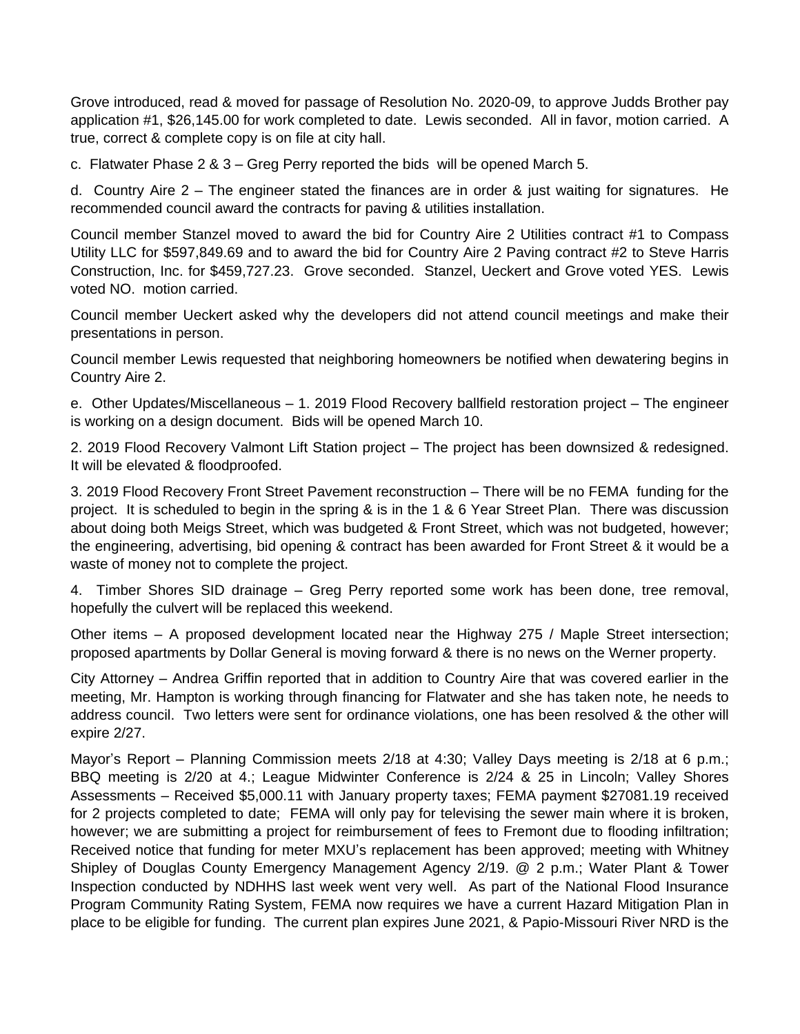Grove introduced, read & moved for passage of Resolution No. 2020-09, to approve Judds Brother pay application #1, $26,145.00 for work completed to date. Lewis seconded. All in favor, motion carried. A true, correct & complete copy is on file at city hall.

c. Flatwater Phase 2 & 3 – Greg Perry reported the bids will be opened March 5.

d. Country Aire 2 – The engineer stated the finances are in order & just waiting for signatures. He recommended council award the contracts for paving & utilities installation.

Council member Stanzel moved to award the bid for Country Aire 2 Utilities contract #1 to Compass Utility LLC for $597,849.69 and to award the bid for Country Aire 2 Paving contract #2 to Steve Harris Construction, Inc. for $459,727.23. Grove seconded. Stanzel, Ueckert and Grove voted YES. Lewis voted NO. motion carried.

Council member Ueckert asked why the developers did not attend council meetings and make their presentations in person.

Council member Lewis requested that neighboring homeowners be notified when dewatering begins in Country Aire 2.

e. Other Updates/Miscellaneous – 1. 2019 Flood Recovery ballfield restoration project – The engineer is working on a design document. Bids will be opened March 10.

2. 2019 Flood Recovery Valmont Lift Station project – The project has been downsized & redesigned. It will be elevated & floodproofed.

3. 2019 Flood Recovery Front Street Pavement reconstruction – There will be no FEMA funding for the project. It is scheduled to begin in the spring & is in the 1 & 6 Year Street Plan. There was discussion about doing both Meigs Street, which was budgeted & Front Street, which was not budgeted, however; the engineering, advertising, bid opening & contract has been awarded for Front Street & it would be a waste of money not to complete the project.

4. Timber Shores SID drainage – Greg Perry reported some work has been done, tree removal, hopefully the culvert will be replaced this weekend.

Other items – A proposed development located near the Highway 275 / Maple Street intersection; proposed apartments by Dollar General is moving forward & there is no news on the Werner property.

City Attorney – Andrea Griffin reported that in addition to Country Aire that was covered earlier in the meeting, Mr. Hampton is working through financing for Flatwater and she has taken note, he needs to address council. Two letters were sent for ordinance violations, one has been resolved & the other will expire 2/27.

Mayor's Report – Planning Commission meets 2/18 at 4:30; Valley Days meeting is 2/18 at 6 p.m.; BBQ meeting is 2/20 at 4.; League Midwinter Conference is 2/24 & 25 in Lincoln; Valley Shores Assessments – Received $5,000.11 with January property taxes; FEMA payment $27081.19 received for 2 projects completed to date; FEMA will only pay for televising the sewer main where it is broken, however; we are submitting a project for reimbursement of fees to Fremont due to flooding infiltration; Received notice that funding for meter MXU's replacement has been approved; meeting with Whitney Shipley of Douglas County Emergency Management Agency 2/19. @ 2 p.m.; Water Plant & Tower Inspection conducted by NDHHS last week went very well. As part of the National Flood Insurance Program Community Rating System, FEMA now requires we have a current Hazard Mitigation Plan in place to be eligible for funding. The current plan expires June 2021, & Papio-Missouri River NRD is the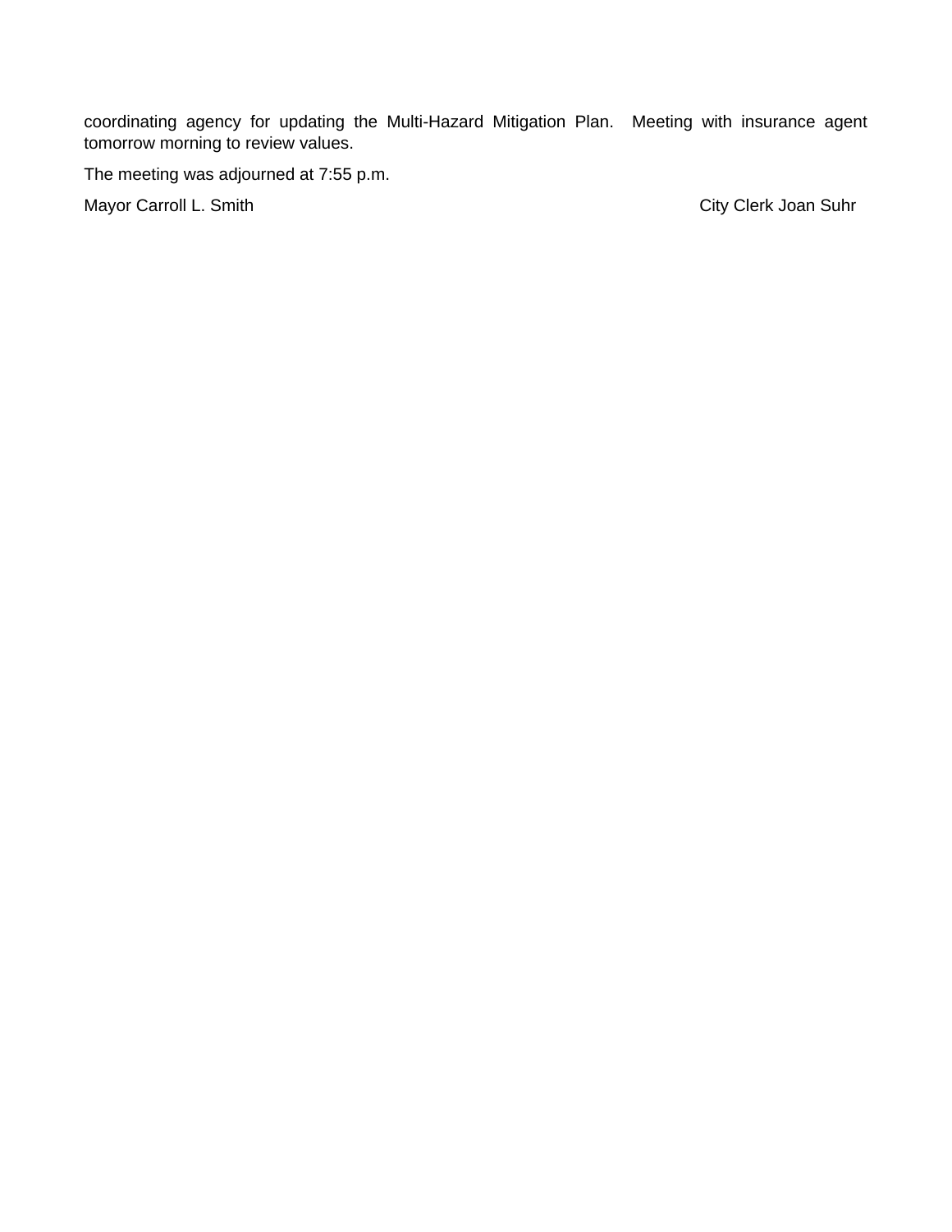coordinating agency for updating the Multi-Hazard Mitigation Plan. Meeting with insurance agent tomorrow morning to review values.

The meeting was adjourned at 7:55 p.m.

Mayor Carroll L. Smith City Clerk Joan Suhr